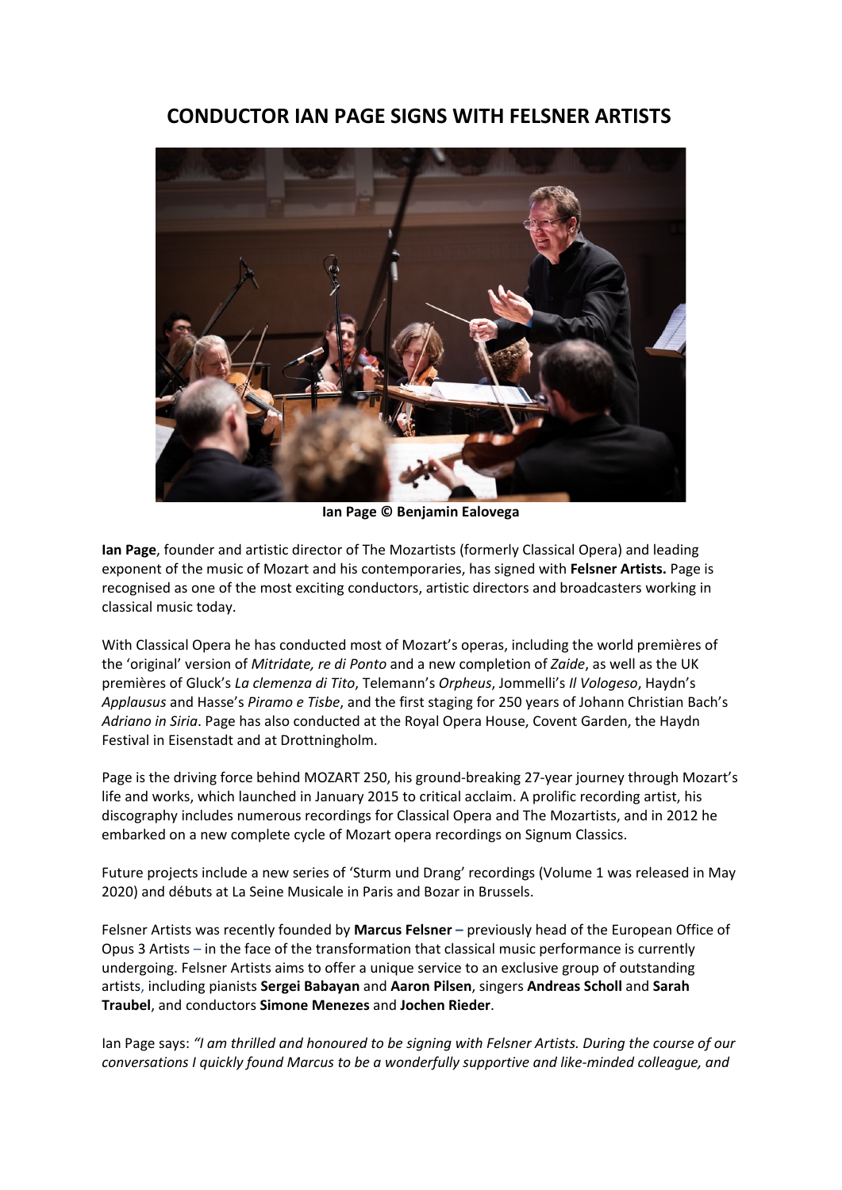# CONDUCTOR IAN PAGE SIGNS WITH FELSNER ARTISTS

**Ian Page © Benjamin Ealovega**

**Ian Page**, founder and artistic director of The Mozartists (formerly Classical Opera) and leading exponent of the music of Mozart and his contemporaries, has signed with **Felsner Artists.** Page is recognised as one of the most exciting conductors, artistic directors and broadcasters working in classical music today.

With Classical Opera he has conducted most of Mozart's operas, including the world premières of the 'original' version of *Mitridate, re di Ponto* and a new completion of *Zaide*, as well as the UK premières of Gluck's *La clemenza di Tito*, Telemann's *Orpheus*, Jommelli's *Il Vologeso*, Haydn's *Applausus* and Hasse's *Piramo e Tisbe*, and the first staging for 250 years of Johann Christian Bach's *Adriano in Siria*. Page has also conducted at the Royal Opera House, Covent Garden, the Haydn Festival in Eisenstadt and at Drottningholm.

Page is the driving force behind MOZART 250, his ground-breaking 27-year journey through Mozart's life and works, which launched in January 2015 to critical acclaim. A prolific recording artist, his discography includes numerous recordings for Classical Opera and The Mozartists, and in 2012 he embarked on a new complete cycle of Mozart opera recordings on Signum Classics.

Future projects include a new series of 'Sturm und Drang' recordings (Volume 1 was released in May 2020) and débuts at La Seine Musicale in Paris and Bozar in Brussels.

Felsner Artists was recently founded by **Marcus Felsner –** previously head of the European Office of Opus 3 Artists – in the face of the transformation that classical music performance is currently undergoing. Felsner Artists aims to offer a unique service to an exclusive group of outstanding artists, including pianists **Sergei Babayan** and **Aaron Pilsen**, singers **Andreas Scholl** and **Sarah Traubel**, and conductors **Simone Menezes** and **Jochen Rieder**.

Ian Page says: *"I am thrilled and honoured to be signing with Felsner Artists. During the course of our conversations I quickly found Marcus to be a wonderfully supportive and like-minded colleague, and*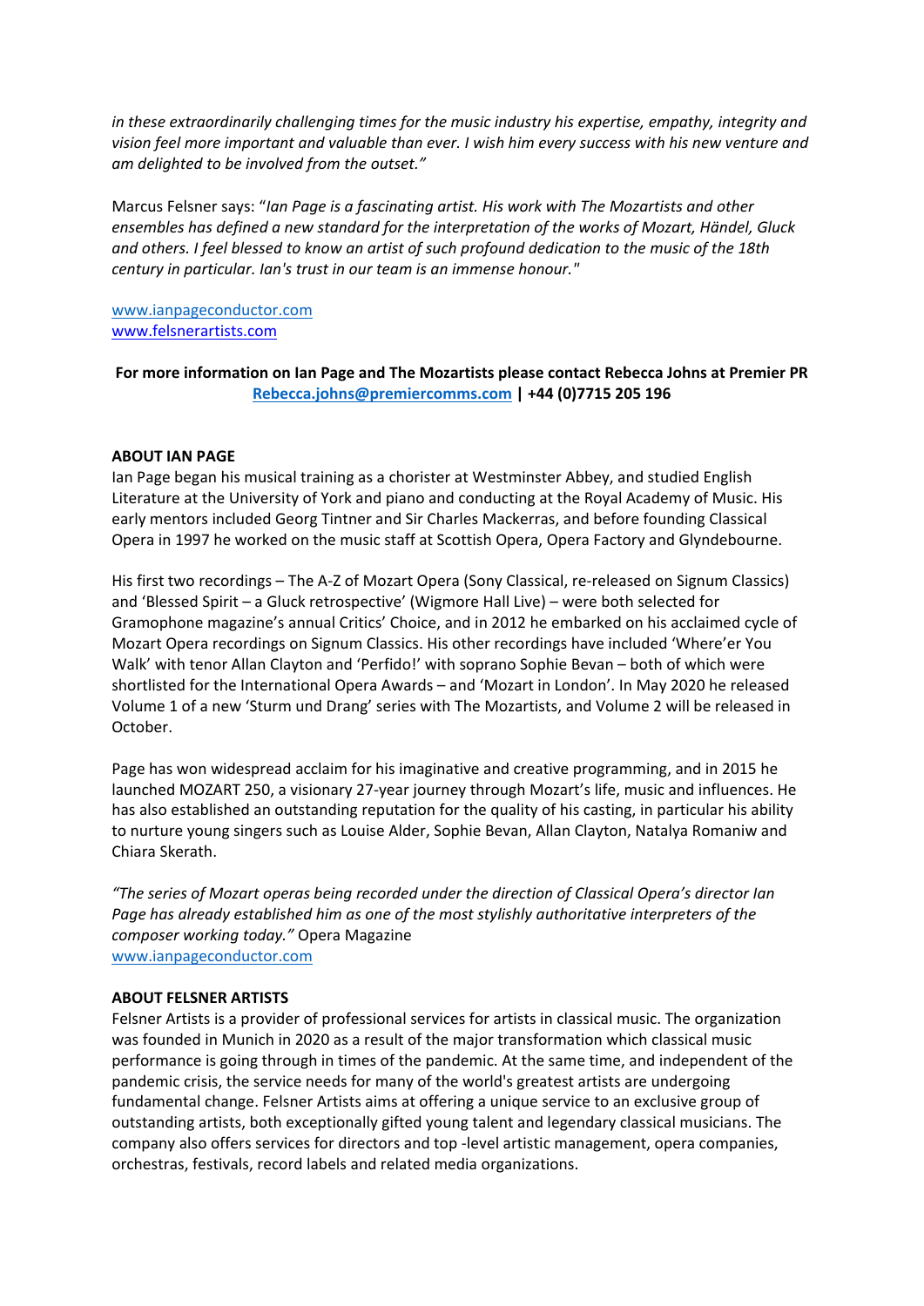*in these extraordinarily challenging times for the music industry his expertise, empathy, integrity and vision feel more important and valuable than ever. I wish him every success with his new venture and am delighted to be involved from the outset."*

Marcus Felsner says: "*Ian Page is a fascinating artist. His work with The Mozartists and other ensembles has defined a new standard for the interpretation of the works of Mozart, Händel, Gluck and others. I feel blessed to know an artist of such profound dedication to the music of the 18th century in particular. Ian's trust in our team is an immense honour.*"

www.ianpageconductor.com
www.felsnerartists.com

**For more information on Ian Page and The Mozartists please contact Rebecca Johns at Premier PR Rebecca.johns@premiercomms.com | +44 (0)7715 205 196**

**ABOUT IAN PAGE**

Ian Page began his musical training as a chorister at Westminster Abbey, and studied English Literature at the University of York and piano and conducting at the Royal Academy of Music. His early mentors included Georg Tintner and Sir Charles Mackerras, and before founding Classical Opera in 1997 he worked on the music staff at Scottish Opera, Opera Factory and Glyndebourne.

His first two recordings – The A-Z of Mozart Opera (Sony Classical, re-released on Signum Classics) and 'Blessed Spirit – a Gluck retrospective' (Wigmore Hall Live) – were both selected for Gramophone magazine's annual Critics' Choice, and in 2012 he embarked on his acclaimed cycle of Mozart Opera recordings on Signum Classics. His other recordings have included 'Where'er You Walk' with tenor Allan Clayton and 'Perfido!' with soprano Sophie Bevan – both of which were shortlisted for the International Opera Awards – and 'Mozart in London'. In May 2020 he released Volume 1 of a new 'Sturm und Drang' series with The Mozartists, and Volume 2 will be released in October.

Page has won widespread acclaim for his imaginative and creative programming, and in 2015 he launched MOZART 250, a visionary 27-year journey through Mozart's life, music and influences. He has also established an outstanding reputation for the quality of his casting, in particular his ability to nurture young singers such as Louise Alder, Sophie Bevan, Allan Clayton, Natalya Romaniw and Chiara Skerath.

*"The series of Mozart operas being recorded under the direction of Classical Opera's director Ian Page has already established him as one of the most stylishly authoritative interpreters of the composer working today."* Opera Magazine
www.ianpageconductor.com

**ABOUT FELSNER ARTISTS**

Felsner Artists is a provider of professional services for artists in classical music. The organization was founded in Munich in 2020 as a result of the major transformation which classical music performance is going through in times of the pandemic. At the same time, and independent of the pandemic crisis, the service needs for many of the world's greatest artists are undergoing fundamental change. Felsner Artists aims at offering a unique service to an exclusive group of outstanding artists, both exceptionally gifted young talent and legendary classical musicians. The company also offers services for directors and top -level artistic management, opera companies, orchestras, festivals, record labels and related media organizations.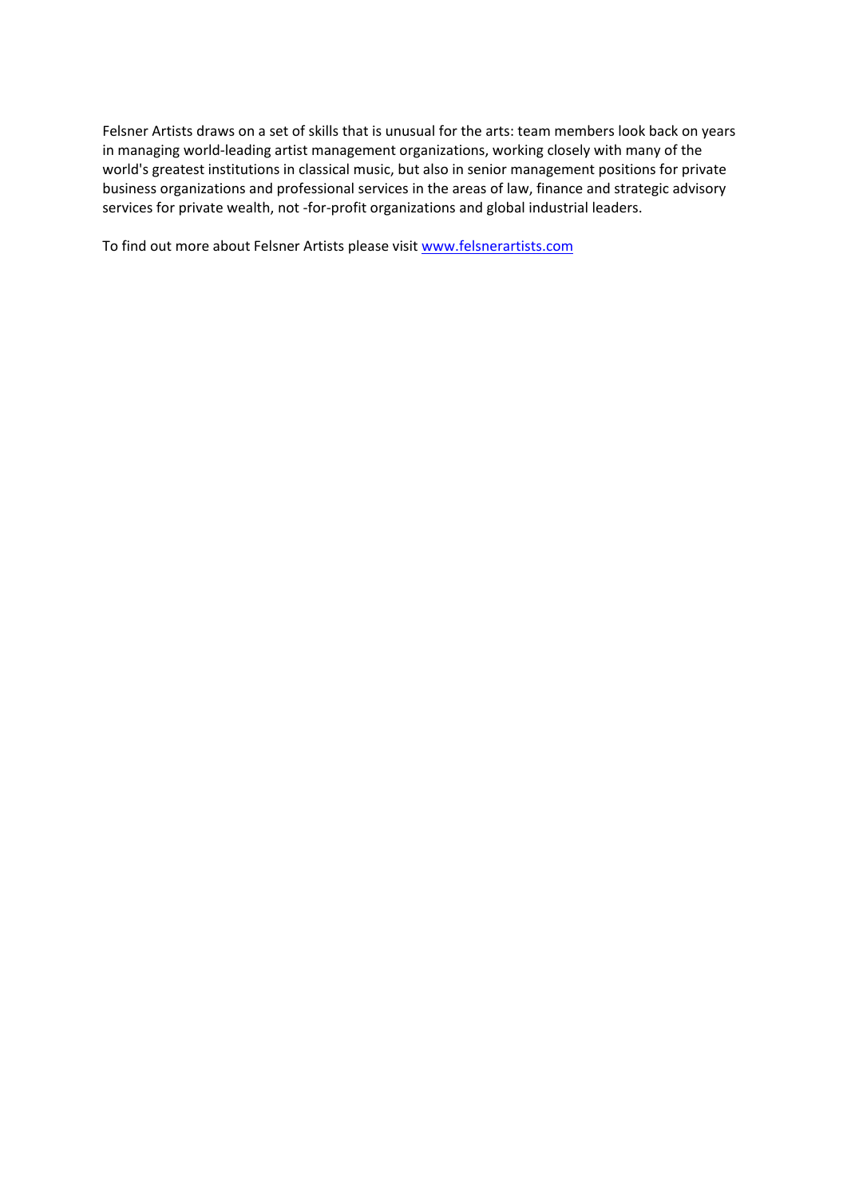Felsner Artists draws on a set of skills that is unusual for the arts: team members look back on years in managing world-leading artist management organizations, working closely with many of the world's greatest institutions in classical music, but also in senior management positions for private business organizations and professional services in the areas of law, finance and strategic advisory services for private wealth, not -for-profit organizations and global industrial leaders.

To find out more about Felsner Artists please visit [www.felsnerartists.com](http://www.felsnerartists.com)